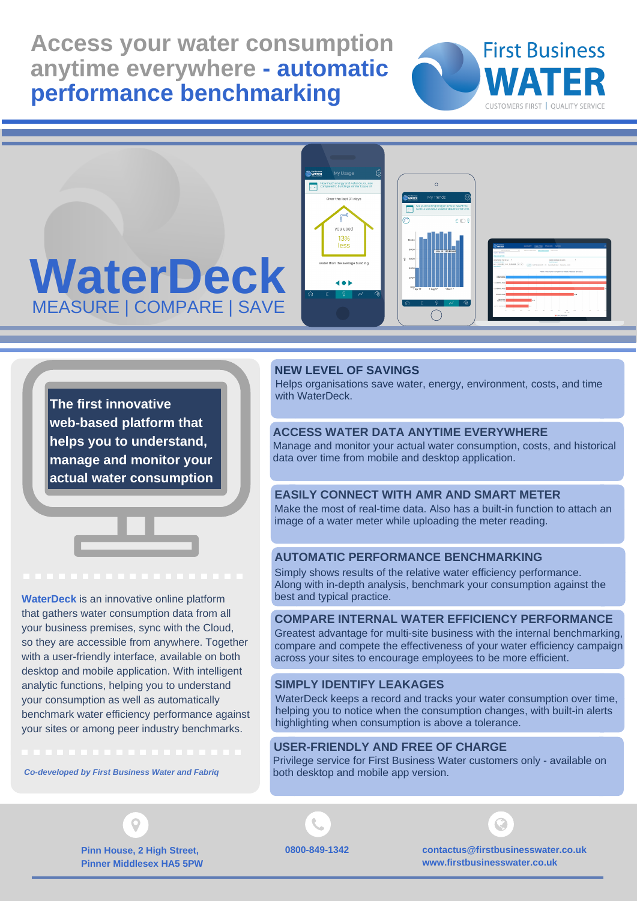# Access your water consumption anytime everywhere - automatic performance benchmarking

First Business WATER

CUSTOMERS FIRST | QUALITY SERVICE

# WaterDeck

MEASURE | COMPARE | SAVE

**The first innovative web-based platform that helps you to understand, manage and monitor your actual water consumption**

**WaterDeck** is an innovative online platform that gathers water consumption data from all your business premises, sync with the Cloud, so they are accessible from anywhere. Together with a user-friendly interface, available on both desktop and mobile application. With intelligent analytic functions, helping you to understand your consumption as well as automatically benchmark water efficiency performance against your sites or among peer industry benchmarks.

*Co-developed by First Business Water and Fabriq*

## NEW LEVEL OF SAVINGS

Helps organisations save water, energy, environment, costs, and time with WaterDeck.

## ACCESS WATER DATA ANYTIME EVERYWHERE

Manage and monitor your actual water consumption, costs, and historical data over time from mobile and desktop application.

## EASILY CONNECT WITH AMR AND SMART METER

Make the most of real-time data. Also has a built-in function to attach an image of a water meter while uploading the meter reading.

## AUTOMATIC PERFORMANCE BENCHMARKING

Simply shows results of the relative water efficiency performance. Along with in-depth analysis, benchmark your consumption against the best and typical practice.

## COMPARE INTERNAL WATER EFFICIENCY PERFORMANCE

Greatest advantage for multi-site business with the internal benchmarking, compare and compete the effectiveness of your water efficiency campaign across your sites to encourage employees to be more efficient.

## SIMPLY IDENTIFY LEAKAGES

WaterDeck keeps a record and tracks your water consumption over time, helping you to notice when the consumption changes, with built-in alerts highlighting when consumption is above a tolerance.

## USER-FRIENDLY AND FREE OF CHARGE

Privilege service for First Business Water customers only - available on both desktop and mobile app version.

**Pinn House, 2 High Street, Pinner Middlesex HA5 5PW**

**0800-849-1342**

**contactus@firstbusinesswater.co.uk**
**www.firstbusinesswater.co.uk**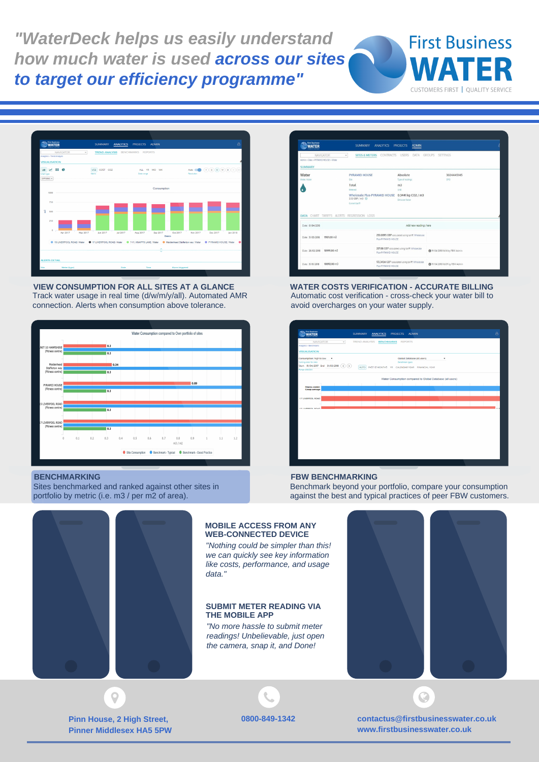*"WaterDeck helps us easily understand how much water is used **across our sites to target our efficiency programme**"*

First Business WATER
CUSTOMERS FIRST | QUALITY SERVICE

### VIEW CONSUMPTION FOR ALL SITES AT A GLANCE

Track water usage in real time (d/w/m/y/all). Automated AMR connection. Alerts when consumption above tolerance.

### WATER COSTS VERIFICATION - ACCURATE BILLING

Automatic cost verification - cross-check your water bill to avoid overcharges on your water supply.

### BENCHMARKING

Sites benchmarked and ranked against other sites in portfolio by metric (i.e. m3 / per m2 of area).

### FBW BENCHMARKING

Benchmark beyond your portfolio, compare your consumption against the best and typical practices of peer FBW customers.

### MOBILE ACCESS FROM ANY WEB-CONNECTED DEVICE

*"Nothing could be simpler than this! we can quickly see key information like costs, performance, and usage data."*

### SUBMIT METER READING VIA THE MOBILE APP

*"No more hassle to submit meter readings! Unbelievable, just open the camera, snap it, and Done!"*

**Pinn House, 2 High Street, Pinner Middlesex HA5 5PW**

**0800-849-1342**

**contactus@firstbusinesswater.co.uk**
**www.firstbusinesswater.co.uk**